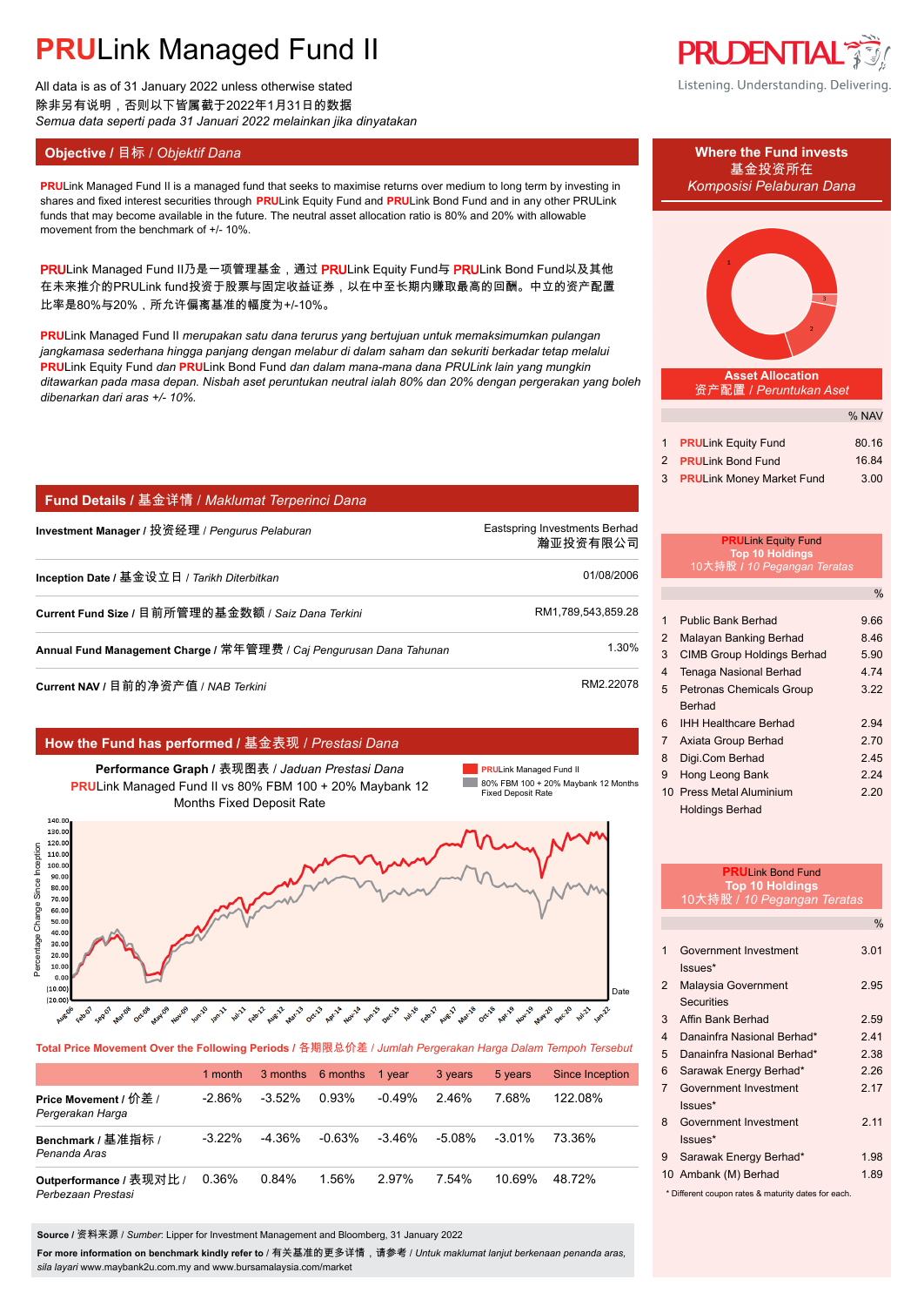# PRULink Managed Fund II

All data is as of 31 January 2022 unless otherwise stated
除非另有说明，否则以下皆属截于2022年1月31日的数据
*Semua data seperti pada 31 Januari 2022 melainkan jika dinyatakan*

Listening. Understanding. Delivering.

## Objective / 目标 / *Objektif Dana*

PRULink Managed Fund II is a managed fund that seeks to maximise returns over medium to long term by investing in shares and fixed interest securities through PRULink Equity Fund and PRULink Bond Fund and in any other PRULink funds that may become available in the future. The neutral asset allocation ratio is 80% and 20% with allowable movement from the benchmark of +/- 10%.

PRULink Managed Fund II乃是一项管理基金，通过 PRULink Equity Fund与 PRULink Bond Fund以及其他在未来推介的PRULink fund投资于股票与固定收益证券，以在中至长期内赚取最高的回酬。中立的资产配置比率是80%与20%，所允许偏离基准的幅度为+/-10%。

PRULink Managed Fund II *merupakan satu dana terurus yang bertujuan untuk memaksimumkan pulangan jangkamasa sederhana hingga panjang dengan melabur di dalam saham dan sekuriti berkadar tetap melalui* PRULink Equity Fund *dan* PRULink Bond Fund *dan dalam mana-mana dana PRULink lain yang mungkin ditawarkan pada masa depan. Nisbah aset peruntukan neutral ialah 80% dan 20% dengan pergerakan yang boleh dibenarkan dari aras +/- 10%.*

## Fund Details / 基金详情 / *Maklumat Terperinci Dana*

| | |
|---|---|
| **Investment Manager** / 投资经理 / *Pengurus Pelaburan* | Eastspring Investments Berhad 瀚亚投资有限公司 |
| **Inception Date** / 基金设立日 / *Tarikh Diterbitkan* | 01/08/2006 |
| **Current Fund Size** / 目前所管理的基金数额 / *Saiz Dana Terkini* | RM1,789,543,859.28 |
| **Annual Fund Management Charge** / 常年管理费 / *Caj Pengurusan Dana Tahunan* | 1.30% |
| **Current NAV** / 目前的净资产值 / *NAB Terkini* | RM2.22078 |

## How the Fund has performed / 基金表现 / *Prestasi Dana*

**Performance Graph** / 表现图表 / *Jaduan Prestasi Dana*
PRULink Managed Fund II vs 80% FBM 100 + 20% Maybank 12 Months Fixed Deposit Rate

Legend: PRULink Managed Fund II; 80% FBM 100 + 20% Maybank 12 Months Fixed Deposit Rate

**Total Price Movement Over the Following Periods** / 各期限总价差 / *Jumlah Pergerakan Harga Dalam Tempoh Tersebut*

| | 1 month | 3 months | 6 months | 1 year | 3 years | 5 years | Since Inception |
|---|---|---|---|---|---|---|---|
| **Price Movement** / 价差 / *Pergerakan Harga* | -2.86% | -3.52% | 0.93% | -0.49% | 2.46% | 7.68% | 122.08% |
| **Benchmark** / 基准指标 / *Penanda Aras* | -3.22% | -4.36% | -0.63% | -3.46% | -5.08% | -3.01% | 73.36% |
| **Outperformance** / 表现对比 / *Perbezaan Prestasi* | 0.36% | 0.84% | 1.56% | 2.97% | 7.54% | 10.69% | 48.72% |

**Source** / 资料来源 / *Sumber*: Lipper for Investment Management and Bloomberg, 31 January 2022

**For more information on benchmark kindly refer to** / 有关基准的更多详情，请参考 / *Untuk maklumat lanjut berkenaan penanda aras, sila layari* www.maybank2u.com.my and www.bursamalaysia.com/market

## Where the Fund invests / 基金投资所在 / *Komposisi Pelaburan Dana*

**Asset Allocation** / 资产配置 / *Peruntukan Aset*

| | | % NAV |
|---|---|---|
| 1 | PRULink Equity Fund | 80.16 |
| 2 | PRULink Bond Fund | 16.84 |
| 3 | PRULink Money Market Fund | 3.00 |

**PRULink Equity Fund Top 10 Holdings** / 10大持股 / *10 Pegangan Teratas*

| | | % |
|---|---|---|
| 1 | Public Bank Berhad | 9.66 |
| 2 | Malayan Banking Berhad | 8.46 |
| 3 | CIMB Group Holdings Berhad | 5.90 |
| 4 | Tenaga Nasional Berhad | 4.74 |
| 5 | Petronas Chemicals Group Berhad | 3.22 |
| 6 | IHH Healthcare Berhad | 2.94 |
| 7 | Axiata Group Berhad | 2.70 |
| 8 | Digi.Com Berhad | 2.45 |
| 9 | Hong Leong Bank | 2.24 |
| 10 | Press Metal Aluminium Holdings Berhad | 2.20 |

**PRULink Bond Fund Top 10 Holdings** / 10大持股 / *10 Pegangan Teratas*

| | | % |
|---|---|---|
| 1 | Government Investment Issues* | 3.01 |
| 2 | Malaysia Government Securities | 2.95 |
| 3 | Affin Bank Berhad | 2.59 |
| 4 | Danainfra Nasional Berhad* | 2.41 |
| 5 | Danainfra Nasional Berhad* | 2.38 |
| 6 | Sarawak Energy Berhad* | 2.26 |
| 7 | Government Investment Issues* | 2.17 |
| 8 | Government Investment Issues* | 2.11 |
| 9 | Sarawak Energy Berhad* | 1.98 |
| 10 | Ambank (M) Berhad | 1.89 |

\* Different coupon rates & maturity dates for each.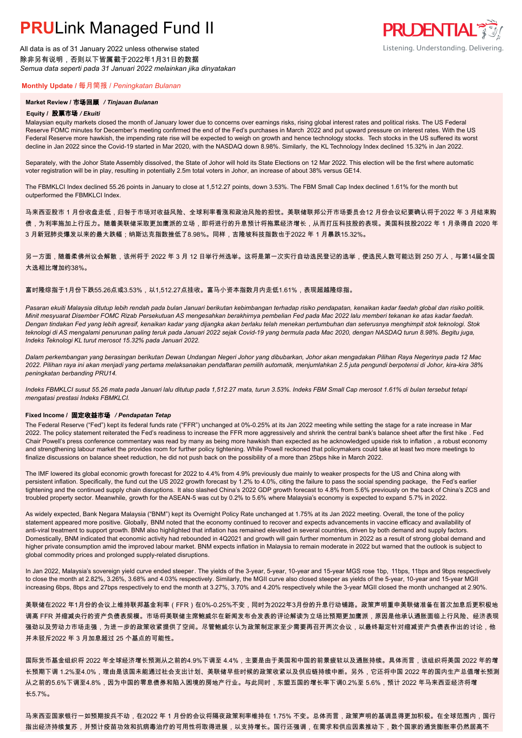# **PRU**Link Managed Fund II

All data is as of 31 January 2022 unless otherwise stated
除非另有说明，否则以下皆属截于2022年1月31日的数据
*Semua data seperti pada 31 Januari 2022 melainkan jika dinyatakan*

Listening. Understanding. Delivering.

**Monthly Update** / 每月简报 / *Peningkatan Bulanan*

**Market Review / 市场回顾 / *Tinjauan Bulanan***

**Equity / 股票市场 / *Ekuiti***

Malaysian equity markets closed the month of January lower due to concerns over earnings risks, rising global interest rates and political risks. The US Federal Reserve FOMC minutes for December's meeting confirmed the end of the Fed's purchases in March 2022 and put upward pressure on interest rates. With the US Federal Reserve more hawkish, the impending rate rise will be expected to weigh on growth and hence technology stocks. Tech stocks in the US suffered its worst decline in Jan 2022 since the Covid-19 started in Mar 2020, with the NASDAQ down 8.98%. Similarly, the KL Technology Index declined 15.32% in Jan 2022.

Separately, with the Johor State Assembly dissolved, the State of Johor will hold its State Elections on 12 Mar 2022. This election will be the first where automatic voter registration will be in play, resulting in potentially 2.5m total voters in Johor, an increase of about 38% versus GE14.

The FBMKLCI Index declined 55.26 points in January to close at 1,512.27 points, down 3.53%. The FBM Small Cap Index declined 1.61% for the month but outperformed the FBMKLCI Index.

马来西亚股市 1 月份收盘走低，归咎于市场对收益风险、全球利率看涨和政治风险的担忧。美联储联邦公开市场委员会12 月份会议纪要确认将于2022 年 3 月结束购债，为利率施加上行压力。随着美联储采取更加鹰派的立场，即将进行的升息预计将拖累经济增长，从而打压科技股的表现。美国科技股2022 年 1 月录得自 2020 年 3 月新冠肺炎爆发以来的最大跌幅；纳斯达克指数挫低了8.98%。同样，吉隆坡科技指数也于2022 年 1 月暴跌15.32%。

另一方面，随着柔佛州议会解散，该州将于 2022 年 3 月 12 日举行州选举。这将是第一次实行自动选民登记的选举，使选民人数可能达到 250 万人，与第14届全国大选相比增加约38%。

富时隆综指于1月份下跌55.26点或3.53%，以1,512.27点挂收。富马小资本指数月内走低1.61%，表现超越隆综指。

*Pasaran ekuiti Malaysia ditutup lebih rendah pada bulan Januari berikutan kebimbangan terhadap risiko pendapatan, kenaikan kadar faedah global dan risiko politik. Minit mesyuarat Disember FOMC Rizab Persekutuan AS mengesahkan berakhirnya pembelian Fed pada Mac 2022 lalu memberi tekanan ke atas kadar faedah. Dengan tindakan Fed yang lebih agresif, kenaikan kadar yang dijangka akan berlaku telah menekan pertumbuhan dan seterusnya menghimpit stok teknologi. Stok teknologi di AS mengalami penurunan paling teruk pada Januari 2022 sejak Covid-19 yang bermula pada Mac 2020, dengan NASDAQ turun 8.98%. Begitu juga, Indeks Teknologi KL turut merosot 15.32% pada Januari 2022.*

*Dalam perkembangan yang berasingan berikutan Dewan Undangan Negeri Johor yang dibubarkan, Johor akan mengadakan Pilihan Raya Negerinya pada 12 Mac 2022. Pilihan raya ini akan menjadi yang pertama melaksanakan pendaftaran pemilih automatik, menjumlahkan 2.5 juta pengundi berpotensi di Johor, kira-kira 38% peningkatan berbanding PRU14.*

*Indeks FBMKLCI susut 55.26 mata pada Januari lalu ditutup pada 1,512.27 mata, turun 3.53%. Indeks FBM Small Cap merosot 1.61% di bulan tersebut tetapi mengatasi prestasi Indeks FBMKLCI.*

**Fixed Income / 固定收益市场 / *Pendapatan Tetap***

The Federal Reserve ("Fed") kept its federal funds rate ("FFR") unchanged at 0%-0.25% at its Jan 2022 meeting while setting the stage for a rate increase in Mar 2022. The policy statement reiterated the Fed's readiness to increase the FFR more aggressively and shrink the central bank's balance sheet after the first hike . Fed Chair Powell's press conference commentary was read by many as being more hawkish than expected as he acknowledged upside risk to inflation , a robust economy and strengthening labour market the provides room for further policy tightening. While Powell reckoned that policymakers could take at least two more meetings to finalize discussions on balance sheet reduction, he did not push back on the possibility of a more than 25bps hike in March 2022.

The IMF lowered its global economic growth forecast for 2022 to 4.4% from 4.9% previously due mainly to weaker prospects for the US and China along with persistent inflation. Specifically, the fund cut the US 2022 growth forecast by 1.2% to 4.0%, citing the failure to pass the social spending package, the Fed's earlier tightening and the continued supply chain disruptions. It also slashed China's 2022 GDP growth forecast to 4.8% from 5.6% previously on the back of China's ZCS and troubled property sector. Meanwhile, growth for the ASEAN-5 was cut by 0.2% to 5.6% where Malaysia's economy is expected to expand 5.7% in 2022.

As widely expected, Bank Negara Malaysia ("BNM") kept its Overnight Policy Rate unchanged at 1.75% at its Jan 2022 meeting. Overall, the tone of the policy statement appeared more positive. Globally, BNM noted that the economy continued to recover and expects advancements in vaccine efficacy and availability of anti-viral treatment to support growth. BNM also highlighted that inflation has remained elevated in several countries, driven by both demand and supply factors. Domestically, BNM indicated that economic activity had rebounded in 4Q2021 and growth will gain further momentum in 2022 as a result of strong global demand and higher private consumption amid the improved labour market. BNM expects inflation in Malaysia to remain moderate in 2022 but warned that the outlook is subject to global commodity prices and prolonged supply-related disruptions.

In Jan 2022, Malaysia's sovereign yield curve ended steeper. The yields of the 3-year, 5-year, 10-year and 15-year MGS rose 1bp, 11bps, 11bps and 9bps respectively to close the month at 2.82%, 3.26%, 3.68% and 4.03% respectively. Similarly, the MGII curve also closed steeper as yields of the 5-year, 10-year and 15-year MGII increasing 6bps, 8bps and 27bps respectively to end the month at 3.27%, 3.70% and 4.20% respectively while the 3-year MGII closed the month unchanged at 2.90%.

美联储在2022 年1月份的会议上维持联邦基金利率（FFR）在0%-0.25%不变，同时为2022年3月份的升息行动铺路。政策声明重申美联储准备在首次加息后更积极地调高 FFR 并缩减央行的资产负债表规模。市场将美联储主席鲍威尔在新闻发布会发表的评论解读为立场比预期更加鹰派，原因是他承认通胀面临上行风险、经济表现强劲以及劳动力市场走强，为进一步的政策收紧提供了空间。尽管鲍威尔认为政策制定家至少需要再召开两次会议，以最终敲定针对缩减资产负债表作出的讨论，他并未驳斥2022 年 3 月加息超过 25 个基点的可能性。

国际货币基金组织将 2022 年全球经济增长预测从之前的4.9%下调至 4.4%，主要是由于美国和中国的前景疲软以及通胀持续。具体而言，该组织将美国 2022 年的增长预期下调 1.2%至4.0%，理由是该国未能通过社会支出计划、美联储早些时候的政策收紧以及供应链持续中断。另外，它还将中国 2022 年的国内生产总值增长预测从之前的5.6%下调至4.8%，因为中国的零息债券和陷入困境的房地产行业。与此同时，东盟五国的增长率下调0.2%至 5.6%，预计 2022 年马来西亚经济将增长5.7%。

马来西亚国家银行一如预期按兵不动，在2022 年 1 月份的会议将隔夜政策利率维持在 1.75% 不变。总体而言，政策声明的基调显得更加积极。在全球范围内，国行指出经济持续复苏，并预计疫苗功效和抗病毒治疗的可用性将取得进展，以支持增长。国行还强调，在需求和供应因素推动下，数个国家的通货膨胀率仍然居高不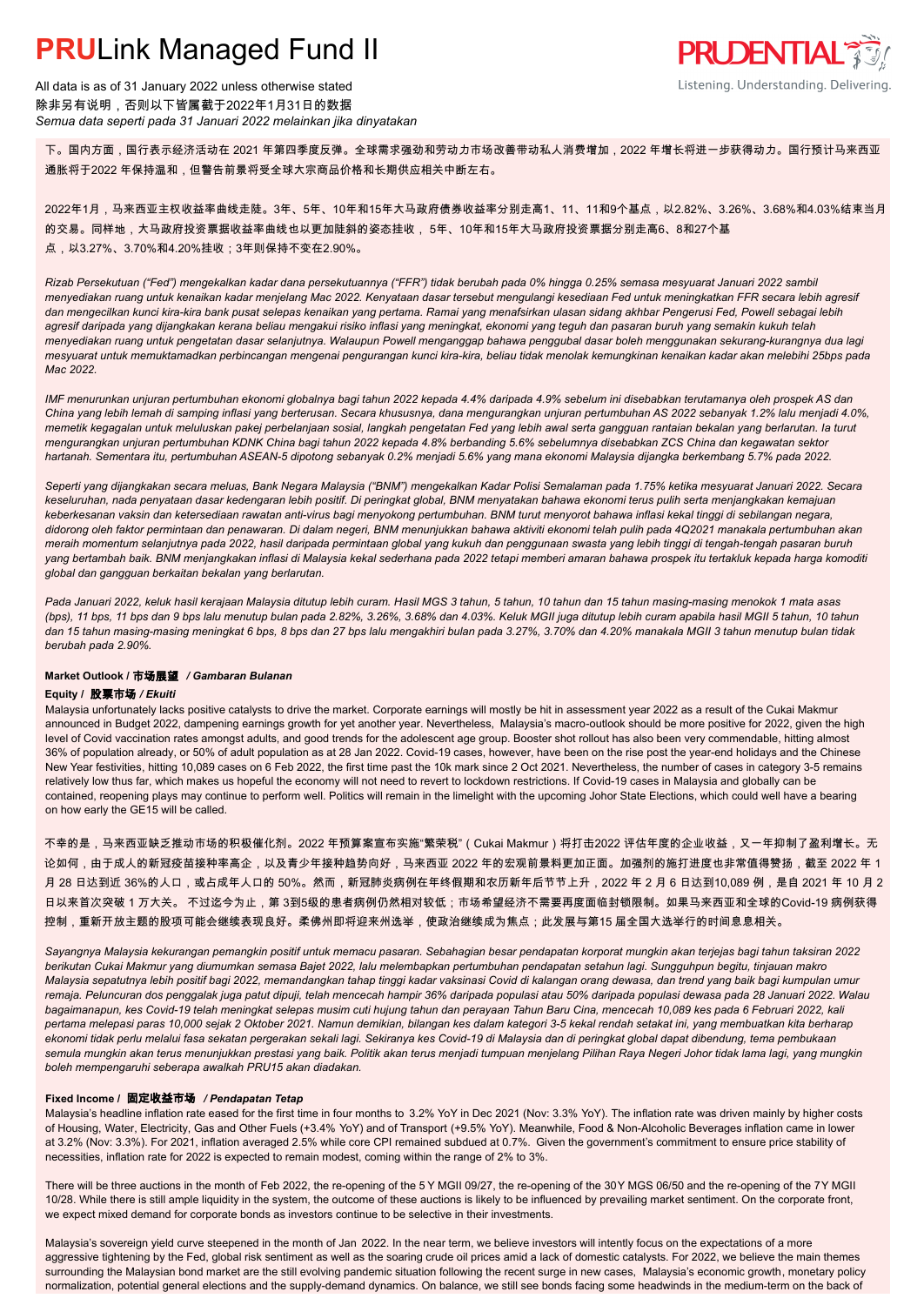下。国内方面，国行表示经济活动在 2021 年第四季度反弹。全球需求强劲和劳动力市场改善带动私人消费增加，2022 年增长将进一步获得动力。国行预计马来西亚通胀将于2022 年保持温和，但警告前景将受全球大宗商品价格和长期供应相关中断左右。

2022年1月，马来西亚主权收益率曲线走陡。3年、5年、10年和15年大马政府债券收益率分别走高1、11、11和9个基点，以2.82%、3.26%、3.68%和4.03%结束当月的交易。同样地，大马政府投资票据收益率曲线也以更加陡斜的姿态挂收， 5年、10年和15年大马政府投资票据分别走高6、8和27个基点，以3.27%、3.70%和4.20%挂收；3年则保持不变在2.90%。

*Rizab Persekutuan ("Fed") mengekalkan kadar dana persekutuannya ("FFR") tidak berubah pada 0% hingga 0.25% semasa mesyuarat Januari 2022 sambil menyediakan ruang untuk kenaikan kadar menjelang Mac 2022. Kenyataan dasar tersebut mengulangi kesediaan Fed untuk meningkatkan FFR secara lebih agresif dan mengecilkan kunci kira-kira bank pusat selepas kenaikan yang pertama. Ramai yang menafsirkan ulasan sidang akhbar Pengerusi Fed, Powell sebagai lebih agresif daripada yang dijangkakan kerana beliau mengakui risiko inflasi yang meningkat, ekonomi yang teguh dan pasaran buruh yang semakin kukuh telah menyediakan ruang untuk pengetatan dasar selanjutnya. Walaupun Powell menganggap bahawa penggubal dasar boleh menggunakan sekurang-kurangnya dua lagi mesyuarat untuk memuktamadkan perbincangan mengenai pengurangan kunci kira-kira, beliau tidak menolak kemungkinan kenaikan kadar akan melebihi 25bps pada Mac 2022.*

*IMF menurunkan unjuran pertumbuhan ekonomi globalnya bagi tahun 2022 kepada 4.4% daripada 4.9% sebelum ini disebabkan terutamanya oleh prospek AS dan China yang lebih lemah di samping inflasi yang berterusan. Secara khususnya, dana mengurangkan unjuran pertumbuhan AS 2022 sebanyak 1.2% lalu menjadi 4.0%, memetik kegagalan untuk meluluskan pakej perbelanjaan sosial, langkah pengetatan Fed yang lebih awal serta gangguan rantaian bekalan yang berlarutan. Ia turut mengurangkan unjuran pertumbuhan KDNK China bagi tahun 2022 kepada 4.8% berbanding 5.6% sebelumnya disebabkan ZCS China dan kegawatan sektor hartanah. Sementara itu, pertumbuhan ASEAN-5 dipotong sebanyak 0.2% menjadi 5.6% yang mana ekonomi Malaysia dijangka berkembang 5.7% pada 2022.*

*Seperti yang dijangkakan secara meluas, Bank Negara Malaysia ("BNM") mengekalkan Kadar Polisi Semalaman pada 1.75% ketika mesyuarat Januari 2022. Secara keseluruhan, nada penyataan dasar kedengaran lebih positif. Di peringkat global, BNM menyatakan bahawa ekonomi terus pulih serta menjangkakan kemajuan keberkesanan vaksin dan ketersediaan rawatan anti-virus bagi menyokong pertumbuhan. BNM turut menyorot bahawa inflasi kekal tinggi di sebilangan negara, didorong oleh faktor permintaan dan penawaran. Di dalam negeri, BNM menunjukkan bahawa aktiviti ekonomi telah pulih pada 4Q2021 manakala pertumbuhan akan meraih momentum selanjutnya pada 2022, hasil daripada permintaan global yang kukuh dan penggunaan swasta yang lebih tinggi di tengah-tengah pasaran buruh yang bertambah baik. BNM menjangkakan inflasi di Malaysia kekal sederhana pada 2022 tetapi memberi amaran bahawa prospek itu tertakluk kepada harga komoditi global dan gangguan berkaitan bekalan yang berlarutan.*

*Pada Januari 2022, keluk hasil kerajaan Malaysia ditutup lebih curam. Hasil MGS 3 tahun, 5 tahun, 10 tahun dan 15 tahun masing-masing menokok 1 mata asas (bps), 11 bps, 11 bps dan 9 bps lalu menutup bulan pada 2.82%, 3.26%, 3.68% dan 4.03%. Keluk MGII juga ditutup lebih curam apabila hasil MGII 5 tahun, 10 tahun dan 15 tahun masing-masing meningkat 6 bps, 8 bps dan 27 bps lalu mengakhiri bulan pada 3.27%, 3.70% dan 4.20% manakala MGII 3 tahun menutup bulan tidak berubah pada 2.90%.*

### Market Outlook / 市场展望 */ Gambaran Bulanan*

#### Equity / 股票市场 */ Ekuiti*

Malaysia unfortunately lacks positive catalysts to drive the market. Corporate earnings will mostly be hit in assessment year 2022 as a result of the Cukai Makmur announced in Budget 2022, dampening earnings growth for yet another year. Nevertheless, Malaysia's macro-outlook should be more positive for 2022, given the high level of Covid vaccination rates amongst adults, and good trends for the adolescent age group. Booster shot rollout has also been very commendable, hitting almost 36% of population already, or 50% of adult population as at 28 Jan 2022. Covid-19 cases, however, have been on the rise post the year-end holidays and the Chinese New Year festivities, hitting 10,089 cases on 6 Feb 2022, the first time past the 10k mark since 2 Oct 2021. Nevertheless, the number of cases in category 3-5 remains relatively low thus far, which makes us hopeful the economy will not need to revert to lockdown restrictions. If Covid-19 cases in Malaysia and globally can be contained, reopening plays may continue to perform well. Politics will remain in the limelight with the upcoming Johor State Elections, which could well have a bearing on how early the GE15 will be called.

不幸的是，马来西亚缺乏推动市场的积极催化剂。2022 年预算案宣布实施"繁荣税"（Cukai Makmur）将打击2022 评估年度的企业收益，又一年抑制了盈利增长。无论如何，由于成人的新冠疫苗接种率高企，以及青少年接种趋势向好，马来西亚 2022 年的宏观前景料更加正面。加强剂的施打进度也非常值得赞扬，截至 2022 年 1 月 28 日达到近 36%的人口，或占成年人口的 50%。然而，新冠肺炎病例在年终假期和农历新年后节节上升，2022 年 2 月 6 日达到10,089 例，是自 2021 年 10 月 2 日以来首次突破 1 万大关。 不过迄今为止，第 3到5级的患者病例仍然相对较低；市场希望经济不需要再度面临封锁限制。如果马来西亚和全球的Covid-19 病例获得控制，重新开放主题的股项可能会继续表现良好。柔佛州即将迎来州选举，使政治继续成为焦点；此发展与第15 届全国大选举行的时间息息相关。

*Sayangnya Malaysia kekurangan pemangkin positif untuk memacu pasaran. Sebahagian besar pendapatan korporat mungkin akan terjejas bagi tahun taksiran 2022 berikutan Cukai Makmur yang diumumkan semasa Bajet 2022, lalu melembapkan pertumbuhan pendapatan setahun lagi. Sungguhpun begitu, tinjauan makro Malaysia sepatutnya lebih positif bagi 2022, memandangkan tahap tinggi kadar vaksinasi Covid di kalangan orang dewasa, dan trend yang baik bagi kumpulan umur remaja. Peluncuran dos penggalak juga patut dipuji, telah mencecah hampir 36% daripada populasi atau 50% daripada populasi dewasa pada 28 Januari 2022. Walau bagaimanapun, kes Covid-19 telah meningkat selepas musim cuti hujung tahun dan perayaan Tahun Baru Cina, mencecah 10,089 kes pada 6 Februari 2022, kali pertama melepasi paras 10,000 sejak 2 Oktober 2021. Namun demikian, bilangan kes dalam kategori 3-5 kekal rendah setakat ini, yang membuatkan kita berharap ekonomi tidak perlu melalui fasa sekatan pergerakan sekali lagi. Sekiranya kes Covid-19 di Malaysia dan di peringkat global dapat dibendung, tema pembukaan semula mungkin akan terus menunjukkan prestasi yang baik. Politik akan terus menjadi tumpuan menjelang Pilihan Raya Negeri Johor tidak lama lagi, yang mungkin boleh mempengaruhi seberapa awalkah PRU15 akan diadakan.*

#### Fixed Income / 固定收益市场 */ Pendapatan Tetap*

Malaysia's headline inflation rate eased for the first time in four months to 3.2% YoY in Dec 2021 (Nov: 3.3% YoY). The inflation rate was driven mainly by higher costs of Housing, Water, Electricity, Gas and Other Fuels (+3.4% YoY) and of Transport (+9.5% YoY). Meanwhile, Food & Non-Alcoholic Beverages inflation came in lower at 3.2% (Nov: 3.3%). For 2021, inflation averaged 2.5% while core CPI remained subdued at 0.7%. Given the government's commitment to ensure price stability of necessities, inflation rate for 2022 is expected to remain modest, coming within the range of 2% to 3%.

There will be three auctions in the month of Feb 2022, the re-opening of the 5Y MGII 09/27, the re-opening of the 30Y MGS 06/50 and the re-opening of the 7Y MGII 10/28. While there is still ample liquidity in the system, the outcome of these auctions is likely to be influenced by prevailing market sentiment. On the corporate front, we expect mixed demand for corporate bonds as investors continue to be selective in their investments.

Malaysia's sovereign yield curve steepened in the month of Jan 2022. In the near term, we believe investors will intently focus on the expectations of a more aggressive tightening by the Fed, global risk sentiment as well as the soaring crude oil prices amid a lack of domestic catalysts. For 2022, we believe the main themes surrounding the Malaysian bond market are the still evolving pandemic situation following the recent surge in new cases, Malaysia's economic growth, monetary policy normalization, potential general elections and the supply-demand dynamics. On balance, we still see bonds facing some headwinds in the medium-term on the back of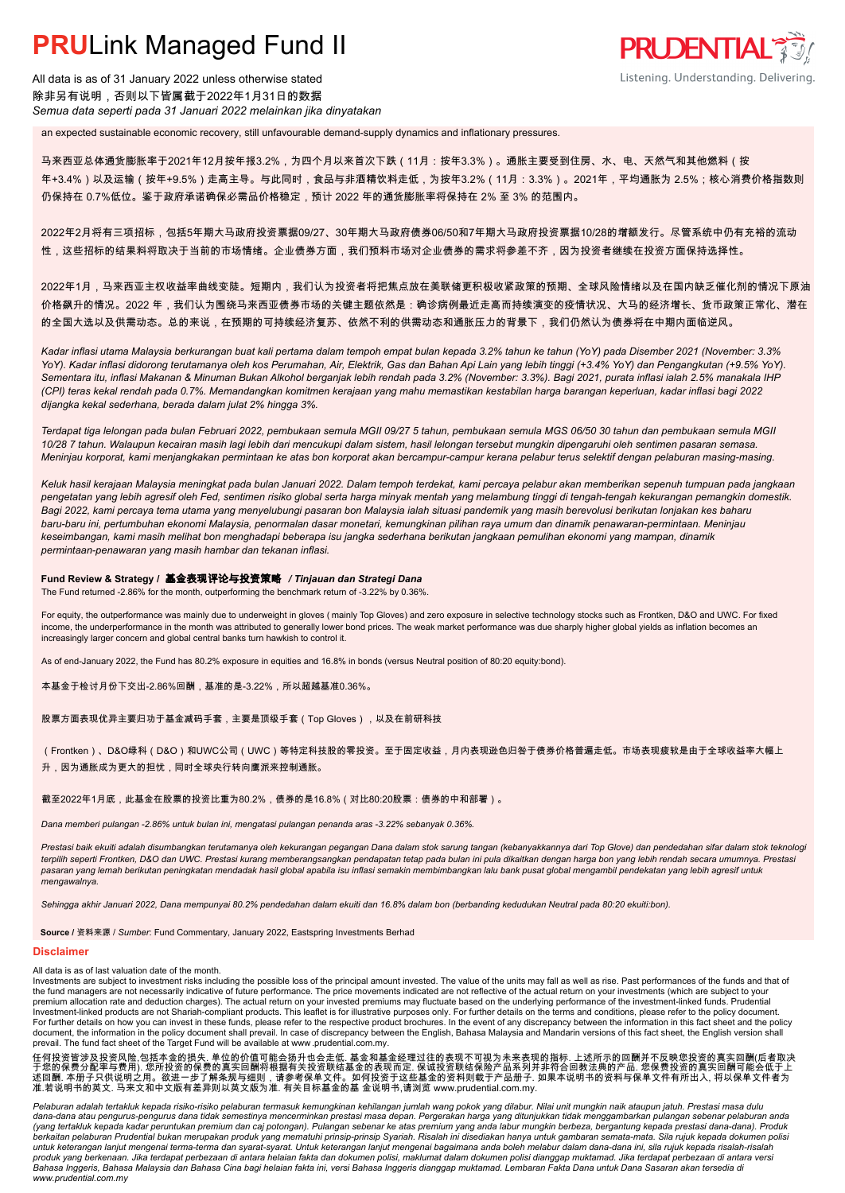an expected sustainable economic recovery, still unfavourable demand-supply dynamics and inflationary pressures.

马来西亚总体通货膨胀率于2021年12月按年报3.2%，为四个月以来首次下跌（11月：按年3.3%）。通胀主要受到住房、水、电、天然气和其他燃料（按年+3.4%）以及运输（按年+9.5%）走高主导。与此同时，食品与非酒精饮料走低，为按年3.2%（11月：3.3%）。2021年，平均通胀为 2.5%；核心消费价格指数则仍保持在 0.7%低位。鉴于政府承诺确保必需品价格稳定，预计 2022 年的通货膨胀率将保持在 2% 至 3% 的范围内。

2022年2月将有三项招标，包括5年期大马政府投资票据09/27、30年期大马政府债券06/50和7年期大马政府投资票据10/28的增额发行。尽管系统中仍有充裕的流动性，这些招标的结果料将取决于当前的市场情绪。企业债券方面，我们预料市场对企业债券的需求将参差不齐，因为投资者继续在投资方面保持选择性。

2022年1月，马来西亚主权收益率曲线变陡。短期内，我们认为投资者将把焦点放在美联储更积极收紧政策的预期、全球风险情绪以及在国内缺乏催化剂的情况下原油价格飙升的情况。2022 年，我们认为围绕马来西亚债券市场的关键主题依然是：确诊病例最近走高而持续演变的疫情状况、大马的经济增长、货币政策正常化、潜在的全国大选以及供需动态。总的来说，在预期的可持续经济复苏、依然不利的供需动态和通胀压力的背景下，我们仍然认为债券将在中期内面临逆风。

*Kadar inflasi utama Malaysia berkurangan buat kali pertama dalam tempoh empat bulan kepada 3.2% tahun ke tahun (YoY) pada Disember 2021 (November: 3.3% YoY). Kadar inflasi didorong terutamanya oleh kos Perumahan, Air, Elektrik, Gas dan Bahan Api Lain yang lebih tinggi (+3.4% YoY) dan Pengangkutan (+9.5% YoY). Sementara itu, inflasi Makanan & Minuman Bukan Alkohol berganjak lebih rendah pada 3.2% (November: 3.3%). Bagi 2021, purata inflasi ialah 2.5% manakala IHP (CPI) teras kekal rendah pada 0.7%. Memandangkan komitmen kerajaan yang mahu memastikan kestabilan harga barangan keperluan, kadar inflasi bagi 2022 dijangka kekal sederhana, berada dalam julat 2% hingga 3%.*

*Terdapat tiga lelongan pada bulan Februari 2022, pembukaan semula MGII 09/27 5 tahun, pembukaan semula MGS 06/50 30 tahun dan pembukaan semula MGII 10/28 7 tahun. Walaupun kecairan masih lagi lebih dari mencukupi dalam sistem, hasil lelongan tersebut mungkin dipengaruhi oleh sentimen pasaran semasa. Meninjau korporat, kami menjangkakan permintaan ke atas bon korporat akan bercampur-campur kerana pelabur terus selektif dengan pelaburan masing-masing.*

*Keluk hasil kerajaan Malaysia meningkat pada bulan Januari 2022. Dalam tempoh terdekat, kami percaya pelabur akan memberikan sepenuh tumpuan pada jangkaan pengetatan yang lebih agresif oleh Fed, sentimen risiko global serta harga minyak mentah yang melambung tinggi di tengah-tengah kekurangan pemangkin domestik. Bagi 2022, kami percaya tema utama yang menyelubungi pasaran bon Malaysia ialah situasi pandemik yang masih berevolusi berikutan lonjakan kes baharu baru-baru ini, pertumbuhan ekonomi Malaysia, penormalan dasar monetari, kemungkinan pilihan raya umum dan dinamik penawaran-permintaan. Meninjau keseimbangan, kami masih melihat bon menghadapi beberapa isu jangka sederhana berikutan jangkaan pemulihan ekonomi yang mampan, dinamik permintaan-penawaran yang masih hambar dan tekanan inflasi.*

**Fund Review & Strategy / 基金表现评论与投资策略 / *Tinjauan dan Strategi Dana***

The Fund returned -2.86% for the month, outperforming the benchmark return of -3.22% by 0.36%.

For equity, the outperformance was mainly due to underweight in gloves ( mainly Top Gloves) and zero exposure in selective technology stocks such as Frontken, D&O and UWC. For fixed income, the underperformance in the month was attributed to generally lower bond prices. The weak market performance was due sharply higher global yields as inflation becomes an increasingly larger concern and global central banks turn hawkish to control it.

As of end-January 2022, the Fund has 80.2% exposure in equities and 16.8% in bonds (versus Neutral position of 80:20 equity:bond).

本基金于检讨月份下交出-2.86%回酬，基准的是-3.22%，所以超越基准0.36%。

股票方面表现优异主要归功于基金减码手套，主要是顶级手套（Top Gloves），以及在前研科技

（Frontken）、D&O绿科（D&O）和UWC公司（UWC）等特定科技股的零投资。至于固定收益，月内表现逊色归咎于债券价格普遍走低。市场表现疲软是由于全球收益率大幅上升，因为通胀成为更大的担忧，同时全球央行转向鹰派来控制通胀。

截至2022年1月底，此基金在股票的投资比重为80.2%，债券的是16.8%（对比80:20股票：债券的中和部署）。

*Dana memberi pulangan -2.86% untuk bulan ini, mengatasi pulangan penanda aras -3.22% sebanyak 0.36%.*

*Prestasi baik ekuiti adalah disumbangkan terutamanya oleh kekurangan pegangan Dana dalam stok sarung tangan (kebanyakkannya dari Top Glove) dan pendedahan sifar dalam stok teknologi terpilih seperti Frontken, D&O dan UWC. Prestasi kurang memberangsangkan pendapatan tetap pada bulan ini pula dikaitkan dengan harga bon yang lebih rendah secara umumnya. Prestasi pasaran yang lemah berikutan peningkatan mendadak hasil global apabila isu inflasi semakin membimbangkan lalu bank pusat global mengambil pendekatan yang lebih agresif untuk mengawalnya.*

*Sehingga akhir Januari 2022, Dana mempunyai 80.2% pendedahan dalam ekuiti dan 16.8% dalam bon (berbanding kedudukan Neutral pada 80:20 ekuiti:bon).*

**Source** / 资料来源 / *Sumber*: Fund Commentary, January 2022, Eastspring Investments Berhad

## Disclaimer

All data is as of last valuation date of the month.
Investments are subject to investment risks including the possible loss of the principal amount invested. The value of the units may fall as well as rise. Past performances of the funds and that of the fund managers are not necessarily indicative of future performance. The price movements indicated are not reflective of the actual return on your investments (which are subject to your premium allocation rate and deduction charges). The actual return on your invested premiums may fluctuate based on the underlying performance of the investment-linked funds. Prudential Investment-linked products are not Shariah-compliant products. This leaflet is for illustrative purposes only. For further details on the terms and conditions, please refer to the policy document. For further details on how you can invest in these funds, please refer to the respective product brochures. In the event of any discrepancy between the information in this fact sheet and the policy document, the information in the policy document shall prevail. In case of discrepancy between the English, Bahasa Malaysia and Mandarin versions of this fact sheet, the English version shall prevail. The fund fact sheet of the Target Fund will be available at www.prudential.com.my.

任何投资皆涉及投资风险,包括本金的损失. 单位的价值可能会扬升也会走低. 基金和基金经理过往的表现不可视为未来表现的指标. 上述所示的回酬并不反映您投资的真实回酬(后者取决于您的保费分配率与费用). 您所投资的保费的真实回酬将根据有关投资联结基金的表现而定. 保诚投资联结保险产品系列并非符合回教法典的产品. 您保费投资的真实回酬可能会低于上述回酬. 本册子只供说明之用。欲进一步了解条规与细则，请参考保单文件。如何投资于这些基金的资料则载于产品册子. 如果本说明书的资料与保单文件有所出入, 将以保单文件为准.若说明书的英文. 马来文和中文版有差异则以英文版为准. 有关目标基金的基 金说明书,请浏览 www.prudential.com.my.

*Pelaburan adalah tertakluk kepada risiko-risiko pelaburan termasuk kemungkinan kehilangan jumlah wang pokok yang dilabur. Nilai unit mungkin naik ataupun jatuh. Prestasi masa dulu dana-dana atau pengurus-pengurus dana tidak semestinya mencerminkan prestasi masa depan. Pergerakan harga yang ditunjukkan tidak menggambarkan pulangan sebenar pelaburan anda (yang tertakluk kepada kadar peruntukan premium dan caj potongan). Pulangan sebenar ke atas premium yang anda labur mungkin berbeza, bergantung kepada prestasi dana-dana). Produk berkaitan pelaburan Prudential bukan merupakan produk yang mematuhi prinsip-prinsip Syariah. Risalah ini disediakan hanya untuk gambaran semata-mata. Sila rujuk kepada dokumen polisi untuk keterangan lanjut mengenai terma-terma dan syarat-syarat. Untuk keterangan lanjut mengenai bagaimana anda boleh melabur dalam dana-dana ini, sila rujuk kepada risalah-risalah produk yang berkenaan. Jika terdapat perbezaan di antara helaian fakta dan dokumen polisi, maklumat dalam dokumen polisi dianggap muktamad. Jika terdapat perbezaan di antara versi Bahasa Inggeris, Bahasa Malaysia dan Bahasa Cina bagi helaian fakta ini, versi Bahasa Inggeris dianggap muktamad. Lembaran Fakta Dana untuk Dana Sasaran akan tersedia di www.prudential.com.my*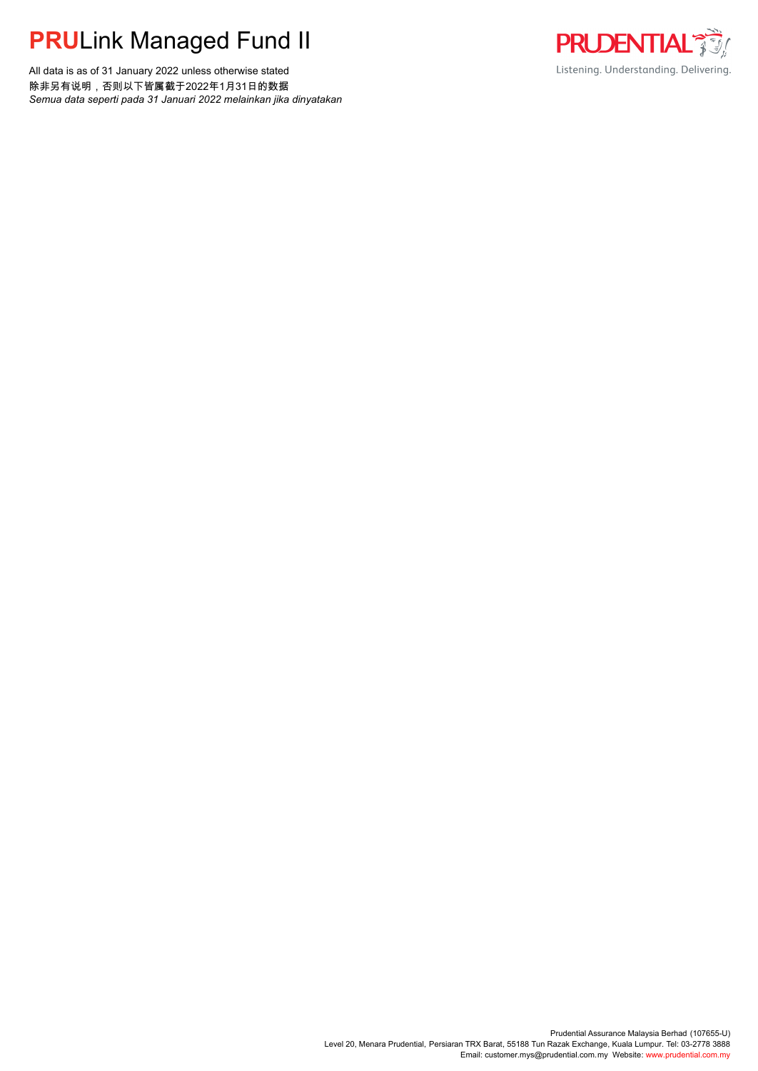# PRULink Managed Fund II

All data is as of 31 January 2022 unless otherwise stated
除非另有说明，否则以下皆属截于2022年1月31日的数据
*Semua data seperti pada 31 Januari 2022 melainkan jika dinyatakan*

PRUDENTIAL
Listening. Understanding. Delivering.

Prudential Assurance Malaysia Berhad (107655-U)
Level 20, Menara Prudential, Persiaran TRX Barat, 55188 Tun Razak Exchange, Kuala Lumpur. Tel: 03-2778 3888
Email: customer.mys@prudential.com.my Website: www.prudential.com.my